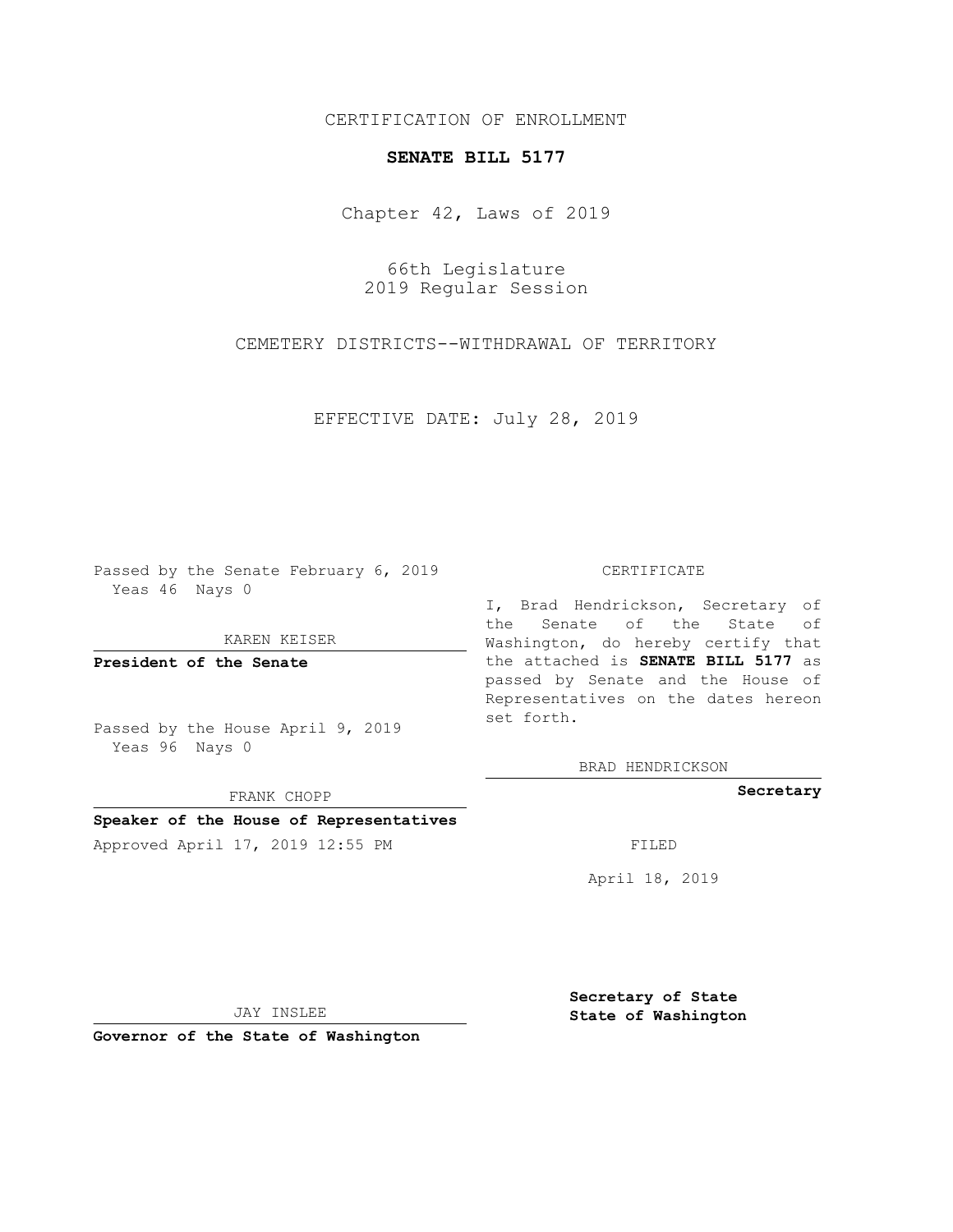CERTIFICATION OF ENROLLMENT

# SENATE BILL 5177

Chapter 42, Laws of 2019

66th Legislature
2019 Regular Session

CEMETERY DISTRICTS--WITHDRAWAL OF TERRITORY

EFFECTIVE DATE: July 28, 2019

Passed by the Senate February 6, 2019
Yeas 46 Nays 0

KAREN KEISER

**President of the Senate**

Passed by the House April 9, 2019
Yeas 96 Nays 0

FRANK CHOPP

**Speaker of the House of Representatives**

Approved April 17, 2019 12:55 PM

JAY INSLEE

**Governor of the State of Washington**

CERTIFICATE

I, Brad Hendrickson, Secretary of the Senate of the State of Washington, do hereby certify that the attached is **SENATE BILL 5177** as passed by Senate and the House of Representatives on the dates hereon set forth.

BRAD HENDRICKSON

**Secretary**

FILED

April 18, 2019

**Secretary of State**
**State of Washington**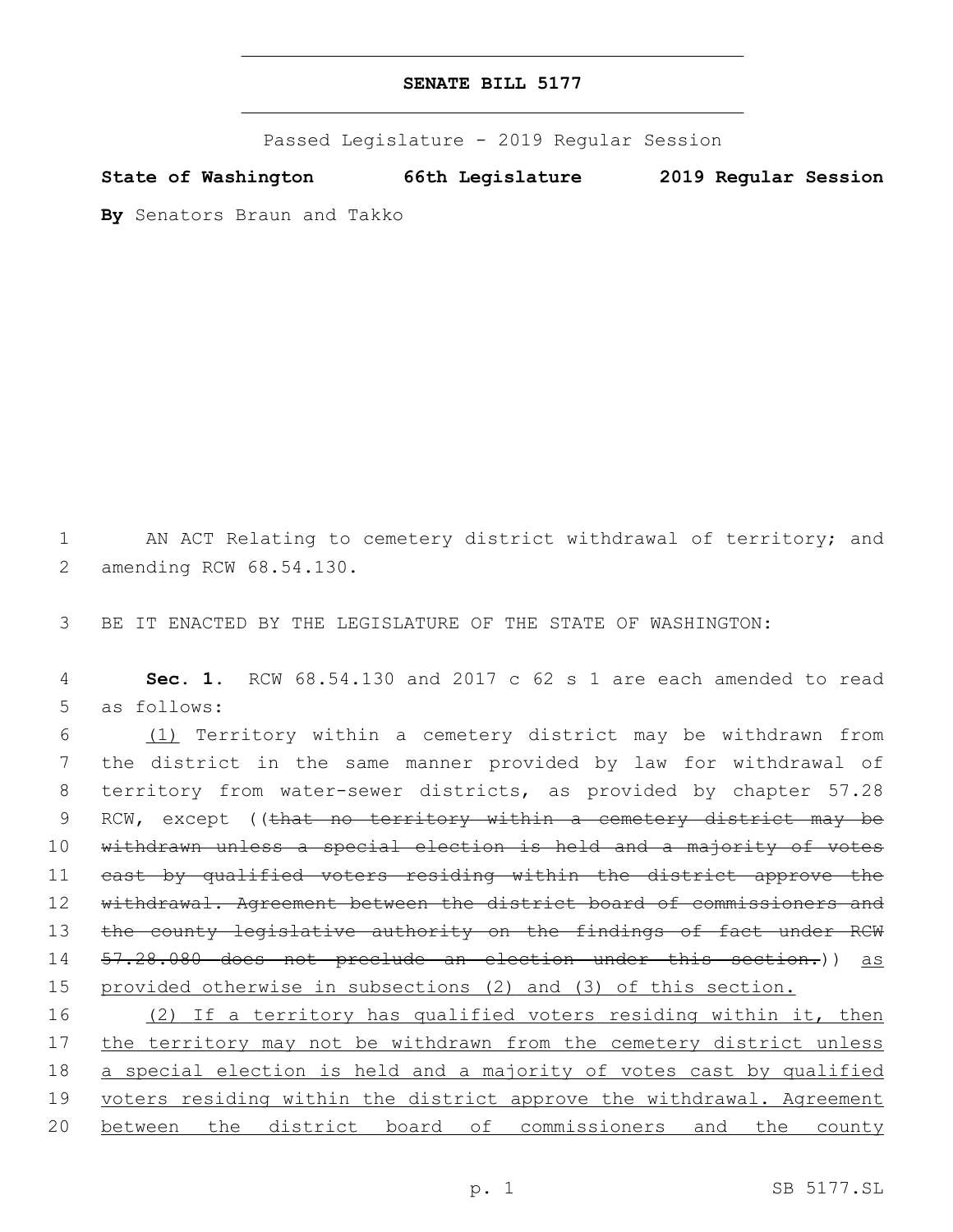# SENATE BILL 5177

Passed Legislature - 2019 Regular Session

**State of Washington 66th Legislature 2019 Regular Session**

**By** Senators Braun and Takko

AN ACT Relating to cemetery district withdrawal of territory; and amending RCW 68.54.130.

BE IT ENACTED BY THE LEGISLATURE OF THE STATE OF WASHINGTON:

**Sec. 1.** RCW 68.54.130 and 2017 c 62 s 1 are each amended to read as follows:

<u>(1)</u> Territory within a cemetery district may be withdrawn from the district in the same manner provided by law for withdrawal of territory from water-sewer districts, as provided by chapter 57.28 RCW, except ((~~that no territory within a cemetery district may be withdrawn unless a special election is held and a majority of votes cast by qualified voters residing within the district approve the withdrawal. Agreement between the district board of commissioners and the county legislative authority on the findings of fact under RCW 57.28.080 does not preclude an election under this section.~~)) <u>as provided otherwise in subsections (2) and (3) of this section.</u>

<u>(2) If a territory has qualified voters residing within it, then the territory may not be withdrawn from the cemetery district unless a special election is held and a majority of votes cast by qualified voters residing within the district approve the withdrawal. Agreement between the district board of commissioners and the county</u>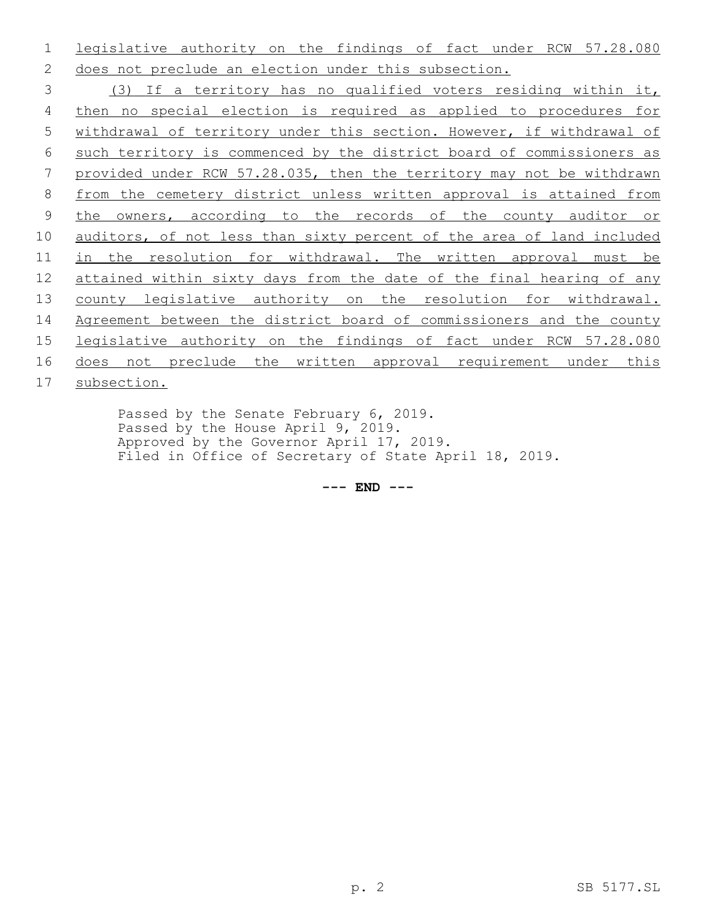legislative authority on the findings of fact under RCW 57.28.080 does not preclude an election under this subsection.

(3) If a territory has no qualified voters residing within it, then no special election is required as applied to procedures for withdrawal of territory under this section. However, if withdrawal of such territory is commenced by the district board of commissioners as provided under RCW 57.28.035, then the territory may not be withdrawn from the cemetery district unless written approval is attained from the owners, according to the records of the county auditor or auditors, of not less than sixty percent of the area of land included in the resolution for withdrawal. The written approval must be attained within sixty days from the date of the final hearing of any county legislative authority on the resolution for withdrawal. Agreement between the district board of commissioners and the county legislative authority on the findings of fact under RCW 57.28.080 does not preclude the written approval requirement under this subsection.

Passed by the Senate February 6, 2019.
Passed by the House April 9, 2019.
Approved by the Governor April 17, 2019.
Filed in Office of Secretary of State April 18, 2019.

**--- END ---**